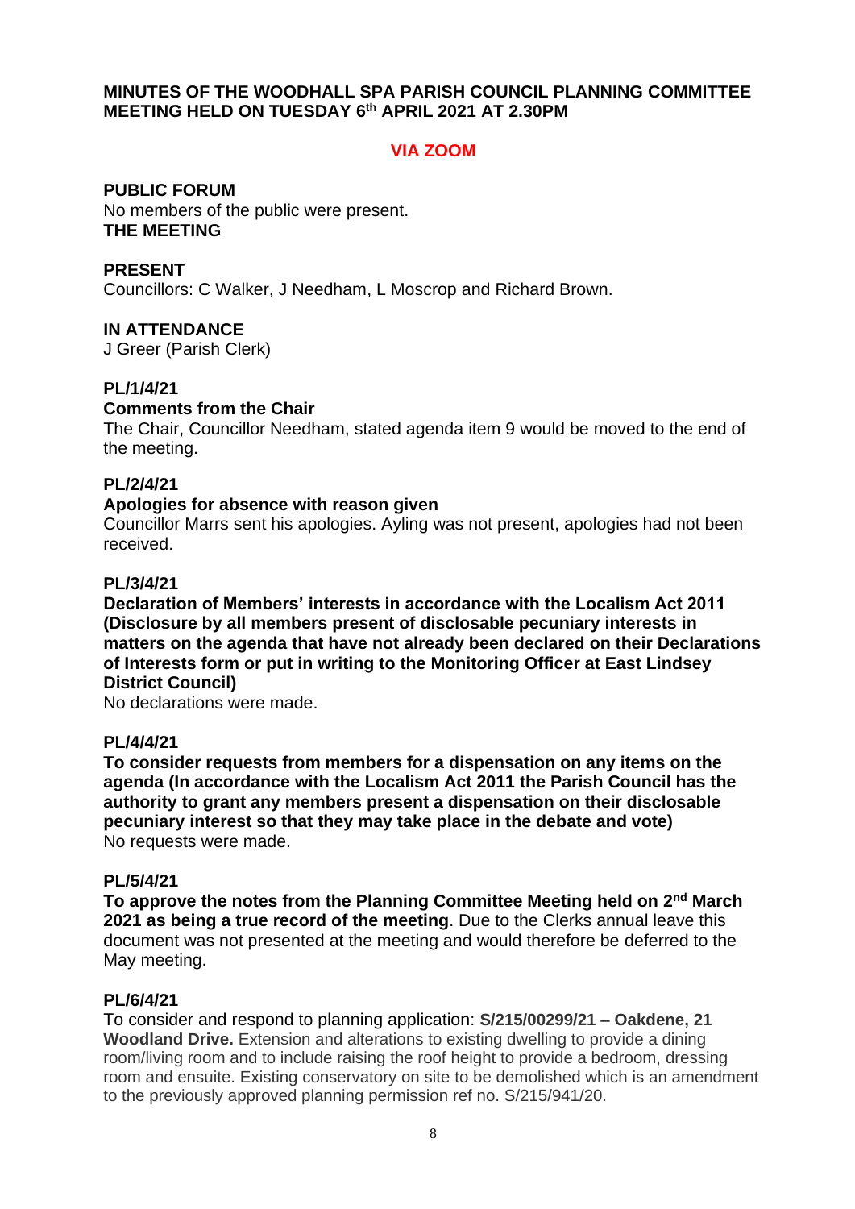**MINUTES OF THE WOODHALL SPA PARISH COUNCIL PLANNING COMMITTEE MEETING HELD ON TUESDAY 6th APRIL 2021 AT 2.30PM**

**VIA ZOOM**

**PUBLIC FORUM**

No members of the public were present.

**THE MEETING**

**PRESENT**

Councillors: C Walker, J Needham, L Moscrop and Richard Brown.

**IN ATTENDANCE**

J Greer (Parish Clerk)

**PL/1/4/21**

**Comments from the Chair**

The Chair, Councillor Needham, stated agenda item 9 would be moved to the end of the meeting.

**PL/2/4/21**

**Apologies for absence with reason given**

Councillor Marrs sent his apologies. Ayling was not present, apologies had not been received.

**PL/3/4/21**

**Declaration of Members' interests in accordance with the Localism Act 2011 (Disclosure by all members present of disclosable pecuniary interests in matters on the agenda that have not already been declared on their Declarations of Interests form or put in writing to the Monitoring Officer at East Lindsey District Council)**

No declarations were made.

**PL/4/4/21**

**To consider requests from members for a dispensation on any items on the agenda (In accordance with the Localism Act 2011 the Parish Council has the authority to grant any members present a dispensation on their disclosable pecuniary interest so that they may take place in the debate and vote)**

No requests were made.

**PL/5/4/21**

**To approve the notes from the Planning Committee Meeting held on 2nd March 2021 as being a true record of the meeting**. Due to the Clerks annual leave this document was not presented at the meeting and would therefore be deferred to the May meeting.

**PL/6/4/21**

To consider and respond to planning application: **S/215/00299/21 – Oakdene, 21 Woodland Drive.** Extension and alterations to existing dwelling to provide a dining room/living room and to include raising the roof height to provide a bedroom, dressing room and ensuite. Existing conservatory on site to be demolished which is an amendment to the previously approved planning permission ref no. S/215/941/20.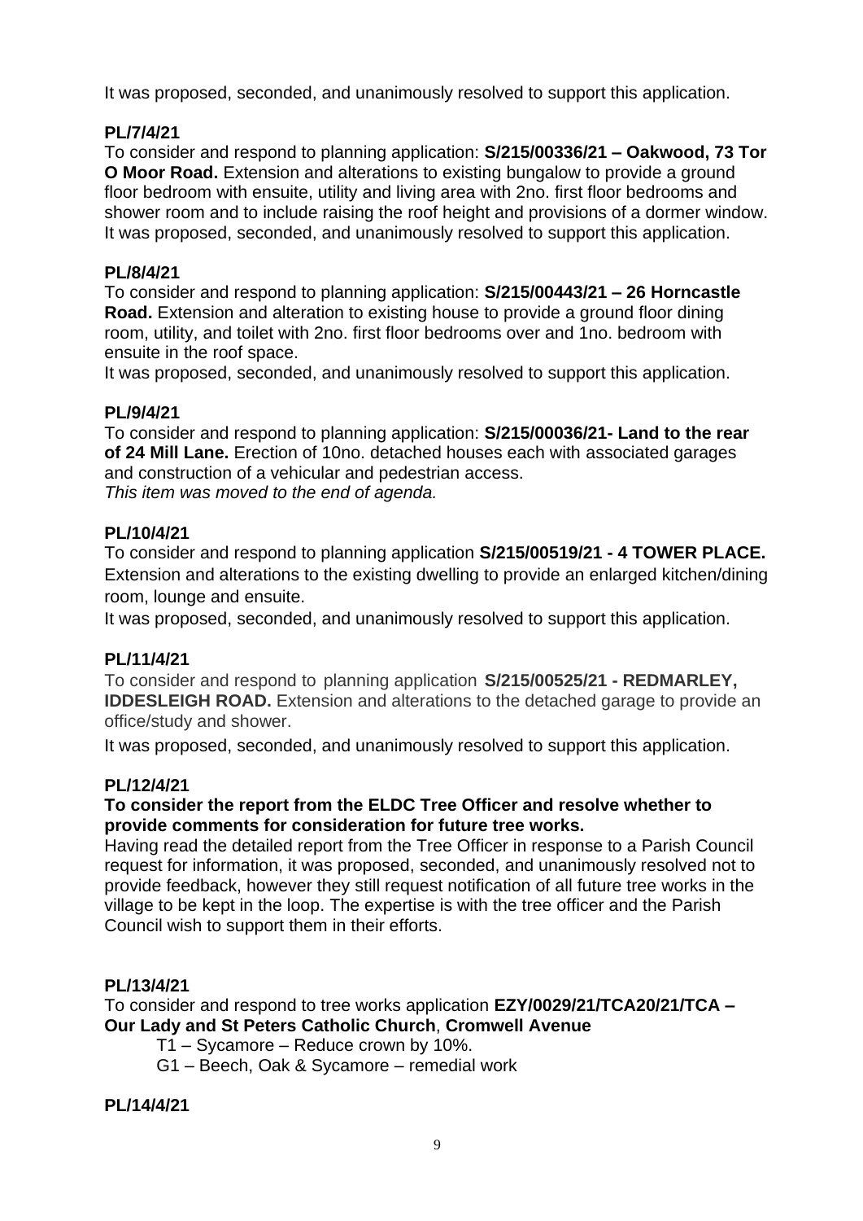It was proposed, seconded, and unanimously resolved to support this application.

**PL/7/4/21**

To consider and respond to planning application: **S/215/00336/21 – Oakwood, 73 Tor O Moor Road.** Extension and alterations to existing bungalow to provide a ground floor bedroom with ensuite, utility and living area with 2no. first floor bedrooms and shower room and to include raising the roof height and provisions of a dormer window. It was proposed, seconded, and unanimously resolved to support this application.

**PL/8/4/21**

To consider and respond to planning application: **S/215/00443/21 – 26 Horncastle Road.** Extension and alteration to existing house to provide a ground floor dining room, utility, and toilet with 2no. first floor bedrooms over and 1no. bedroom with ensuite in the roof space.

It was proposed, seconded, and unanimously resolved to support this application.

**PL/9/4/21**

To consider and respond to planning application: **S/215/00036/21- Land to the rear of 24 Mill Lane.** Erection of 10no. detached houses each with associated garages and construction of a vehicular and pedestrian access.

*This item was moved to the end of agenda.*

**PL/10/4/21**

To consider and respond to planning application **S/215/00519/21 - 4 TOWER PLACE.** Extension and alterations to the existing dwelling to provide an enlarged kitchen/dining room, lounge and ensuite.

It was proposed, seconded, and unanimously resolved to support this application.

**PL/11/4/21**

To consider and respond to planning application **S/215/00525/21 - REDMARLEY, IDDESLEIGH ROAD.** Extension and alterations to the detached garage to provide an office/study and shower.

It was proposed, seconded, and unanimously resolved to support this application.

**PL/12/4/21**

**To consider the report from the ELDC Tree Officer and resolve whether to provide comments for consideration for future tree works.**

Having read the detailed report from the Tree Officer in response to a Parish Council request for information, it was proposed, seconded, and unanimously resolved not to provide feedback, however they still request notification of all future tree works in the village to be kept in the loop. The expertise is with the tree officer and the Parish Council wish to support them in their efforts.

**PL/13/4/21**

To consider and respond to tree works application **EZY/0029/21/TCA20/21/TCA – Our Lady and St Peters Catholic Church**, **Cromwell Avenue**

T1 – Sycamore – Reduce crown by 10%.

G1 – Beech, Oak & Sycamore – remedial work

**PL/14/4/21**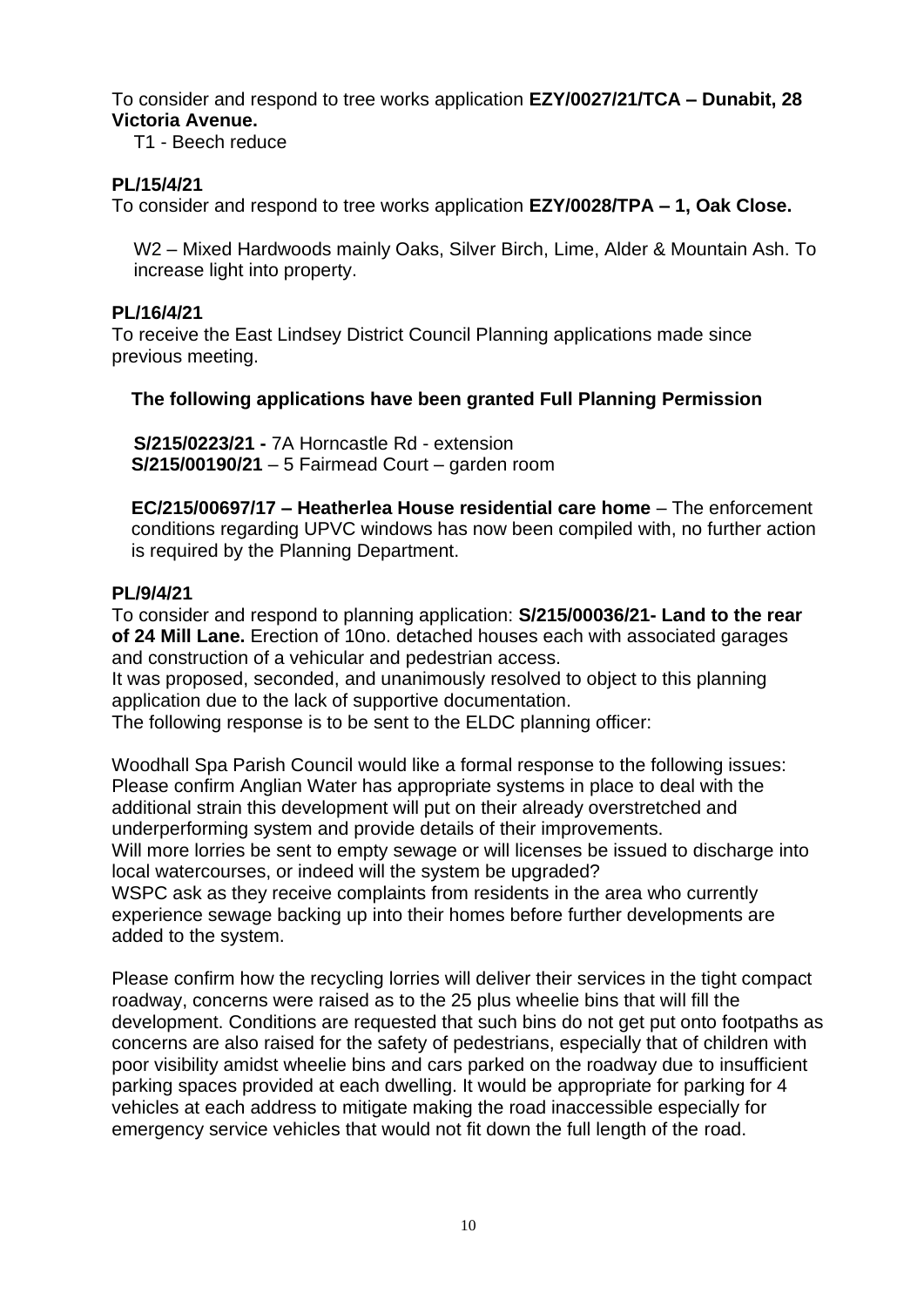To consider and respond to tree works application **EZY/0027/21/TCA – Dunabit, 28 Victoria Avenue.**

T1 - Beech reduce

**PL/15/4/21**

To consider and respond to tree works application **EZY/0028/TPA – 1, Oak Close.**

W2 – Mixed Hardwoods mainly Oaks, Silver Birch, Lime, Alder & Mountain Ash. To increase light into property.

**PL/16/4/21**

To receive the East Lindsey District Council Planning applications made since previous meeting.

**The following applications have been granted Full Planning Permission**

**S/215/0223/21 -** 7A Horncastle Rd - extension
**S/215/00190/21** – 5 Fairmead Court – garden room

**EC/215/00697/17 – Heatherlea House residential care home** – The enforcement conditions regarding UPVC windows has now been compiled with, no further action is required by the Planning Department.

**PL/9/4/21**

To consider and respond to planning application: **S/215/00036/21- Land to the rear of 24 Mill Lane.** Erection of 10no. detached houses each with associated garages and construction of a vehicular and pedestrian access.
It was proposed, seconded, and unanimously resolved to object to this planning application due to the lack of supportive documentation.
The following response is to be sent to the ELDC planning officer:

Woodhall Spa Parish Council would like a formal response to the following issues:
Please confirm Anglian Water has appropriate systems in place to deal with the additional strain this development will put on their already overstretched and underperforming system and provide details of their improvements.
Will more lorries be sent to empty sewage or will licenses be issued to discharge into local watercourses, or indeed will the system be upgraded?
WSPC ask as they receive complaints from residents in the area who currently experience sewage backing up into their homes before further developments are added to the system.

Please confirm how the recycling lorries will deliver their services in the tight compact roadway, concerns were raised as to the 25 plus wheelie bins that will fill the development. Conditions are requested that such bins do not get put onto footpaths as concerns are also raised for the safety of pedestrians, especially that of children with poor visibility amidst wheelie bins and cars parked on the roadway due to insufficient parking spaces provided at each dwelling. It would be appropriate for parking for 4 vehicles at each address to mitigate making the road inaccessible especially for emergency service vehicles that would not fit down the full length of the road.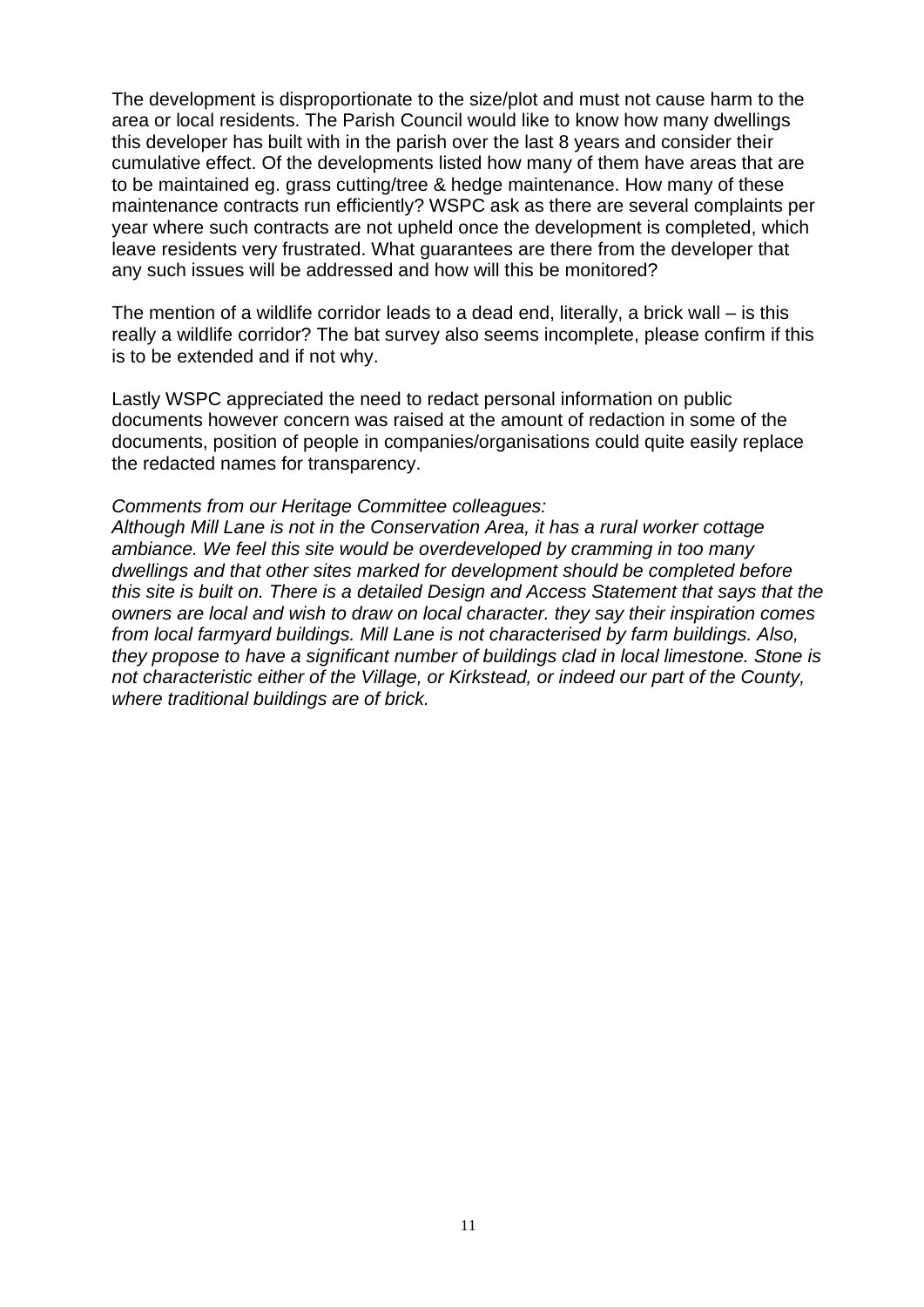The development is disproportionate to the size/plot and must not cause harm to the area or local residents. The Parish Council would like to know how many dwellings this developer has built with in the parish over the last 8 years and consider their cumulative effect. Of the developments listed how many of them have areas that are to be maintained eg. grass cutting/tree & hedge maintenance. How many of these maintenance contracts run efficiently? WSPC ask as there are several complaints per year where such contracts are not upheld once the development is completed, which leave residents very frustrated. What guarantees are there from the developer that any such issues will be addressed and how will this be monitored?

The mention of a wildlife corridor leads to a dead end, literally, a brick wall – is this really a wildlife corridor? The bat survey also seems incomplete, please confirm if this is to be extended and if not why.

Lastly WSPC appreciated the need to redact personal information on public documents however concern was raised at the amount of redaction in some of the documents, position of people in companies/organisations could quite easily replace the redacted names for transparency.

*Comments from our Heritage Committee colleagues:*
*Although Mill Lane is not in the Conservation Area, it has a rural worker cottage ambiance. We feel this site would be overdeveloped by cramming in too many dwellings and that other sites marked for development should be completed before this site is built on. There is a detailed Design and Access Statement that says that the owners are local and wish to draw on local character. they say their inspiration comes from local farmyard buildings. Mill Lane is not characterised by farm buildings. Also, they propose to have a significant number of buildings clad in local limestone. Stone is not characteristic either of the Village, or Kirkstead, or indeed our part of the County, where traditional buildings are of brick.*